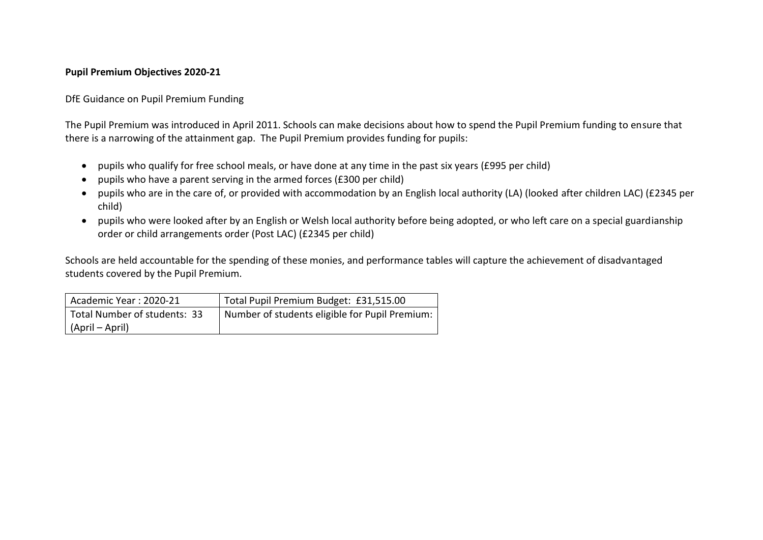**Pupil Premium Objectives 2020-21**

DfE Guidance on Pupil Premium Funding

The Pupil Premium was introduced in April 2011. Schools can make decisions about how to spend the Pupil Premium funding to ensure that there is a narrowing of the attainment gap. The Pupil Premium provides funding for pupils:

- pupils who qualify for free school meals, or have done at any time in the past six years (£995 per child)
- pupils who have a parent serving in the armed forces (£300 per child)
- pupils who are in the care of, or provided with accommodation by an English local authority (LA) (looked after children LAC) (£2345 per child)
- pupils who were looked after by an English or Welsh local authority before being adopted, or who left care on a special guardianship order or child arrangements order (Post LAC) (£2345 per child)

Schools are held accountable for the spending of these monies, and performance tables will capture the achievement of disadvantaged students covered by the Pupil Premium.

| Academic Year : 2020-21 | Total Pupil Premium Budget: £31,515.00 |
|---|---|
| Total Number of students: 33 (April – April) | Number of students eligible for Pupil Premium: |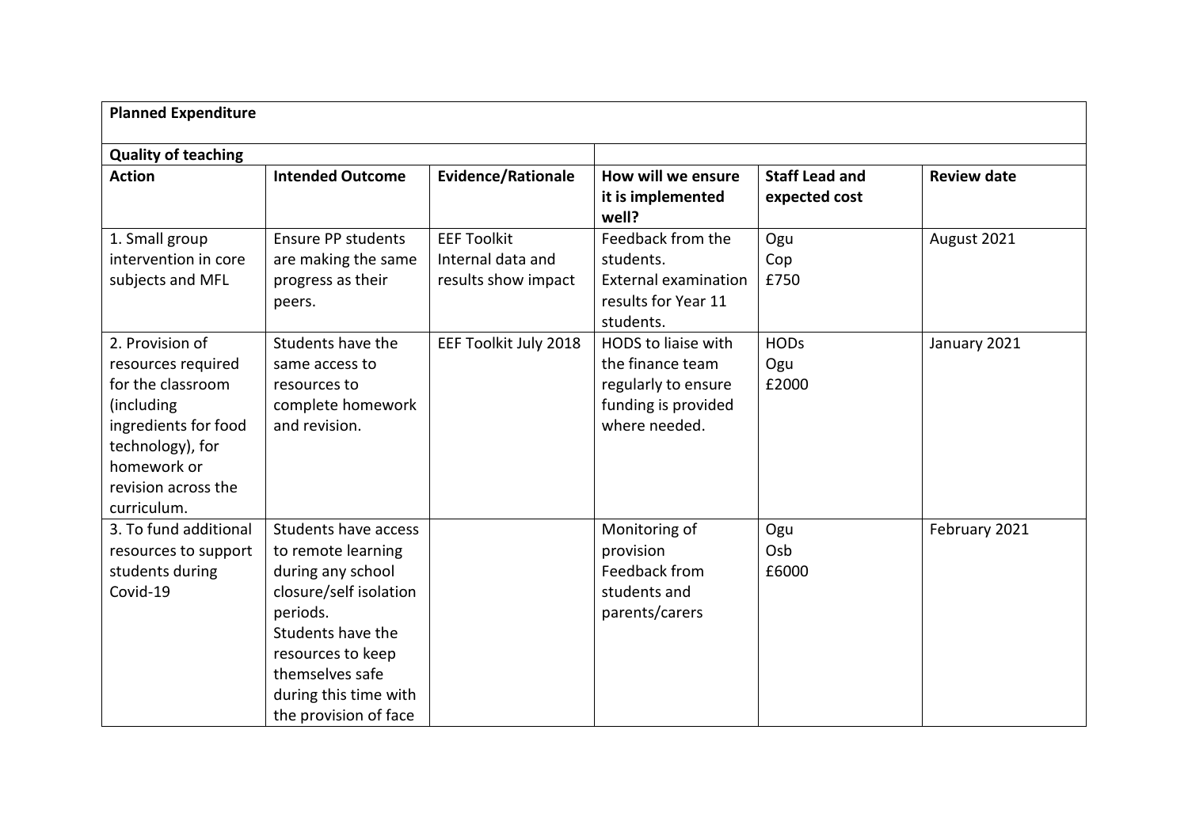| **Planned Expenditure** | | | | | |
|---|---|---|---|---|---|
| **Quality of teaching** | | | | | |
| **Action** | **Intended Outcome** | **Evidence/Rationale** | **How will we ensure it is implemented well?** | **Staff Lead and expected cost** | **Review date** |
| 1. Small group intervention in core subjects and MFL | Ensure PP students are making the same progress as their peers. | EEF Toolkit<br>Internal data and results show impact | Feedback from the students.<br>External examination results for Year 11 students. | Ogu<br>Cop<br>£750 | August 2021 |
| 2. Provision of resources required for the classroom (including ingredients for food technology), for homework or revision across the curriculum. | Students have the same access to resources to complete homework and revision. | EEF Toolkit July 2018 | HODS to liaise with the finance team regularly to ensure funding is provided where needed. | HODs<br>Ogu<br>£2000 | January 2021 |
| 3. To fund additional resources to support students during Covid-19 | Students have access to remote learning during any school closure/self isolation periods.<br>Students have the resources to keep themselves safe during this time with the provision of face | | Monitoring of provision<br>Feedback from students and parents/carers | Ogu<br>Osb<br>£6000 | February 2021 |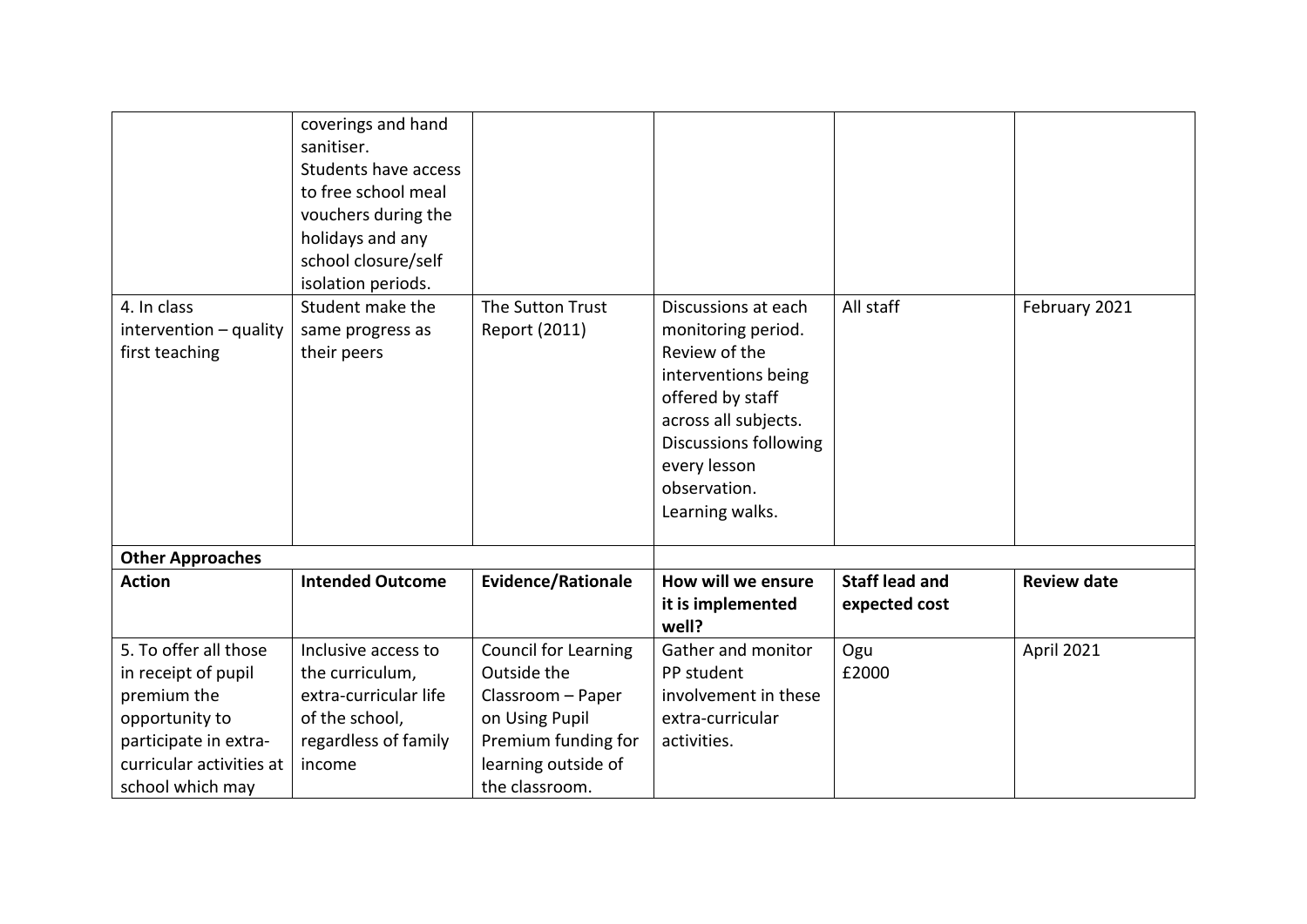| | | | | | |
|---|---|---|---|---|---|
| | coverings and hand sanitiser. Students have access to free school meal vouchers during the holidays and any school closure/self isolation periods. | | | | |
| 4. In class intervention – quality first teaching | Student make the same progress as their peers | The Sutton Trust Report (2011) | Discussions at each monitoring period. Review of the interventions being offered by staff across all subjects. Discussions following every lesson observation. Learning walks. | All staff | February 2021 |
| **Other Approaches** | | | | | |
| **Action** | **Intended Outcome** | **Evidence/Rationale** | **How will we ensure it is implemented well?** | **Staff lead and expected cost** | **Review date** |
| 5. To offer all those in receipt of pupil premium the opportunity to participate in extra-curricular activities at school which may | Inclusive access to the curriculum, extra-curricular life of the school, regardless of family income | Council for Learning Outside the Classroom – Paper on Using Pupil Premium funding for learning outside of the classroom. | Gather and monitor PP student involvement in these extra-curricular activities. | Ogu<br>£2000 | April 2021 |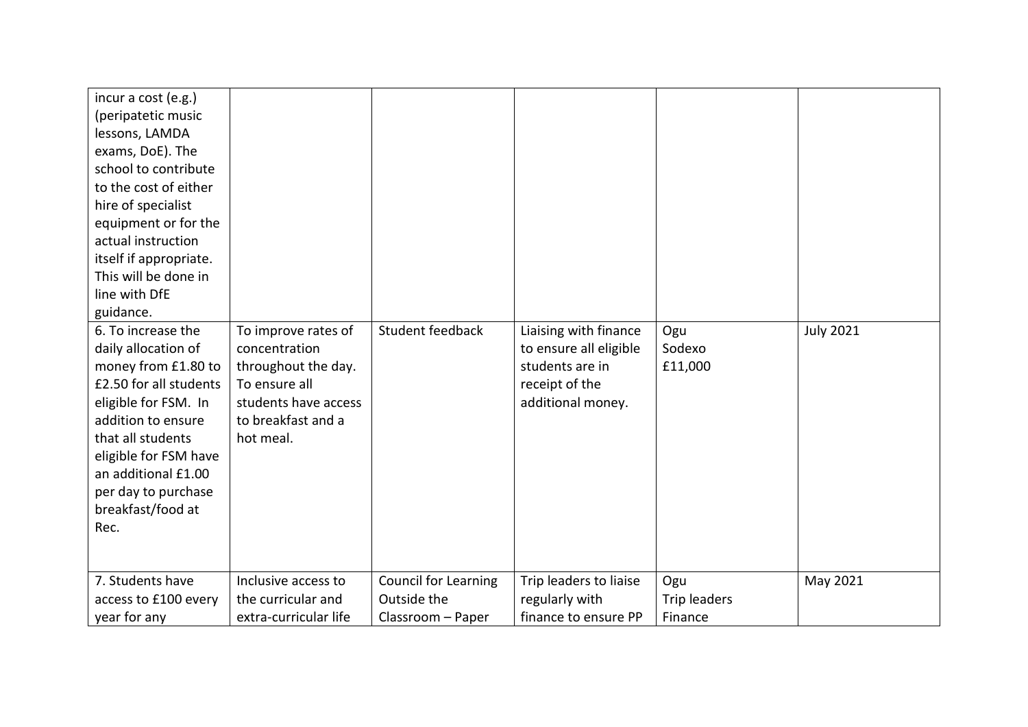| | | | | | |
|---|---|---|---|---|---|
| incur a cost (e.g.) (peripatetic music lessons, LAMDA exams, DoE). The school to contribute to the cost of either hire of specialist equipment or for the actual instruction itself if appropriate. This will be done in line with DfE guidance. | | | | | |
| 6. To increase the daily allocation of money from £1.80 to £2.50 for all students eligible for FSM. In addition to ensure that all students eligible for FSM have an additional £1.00 per day to purchase breakfast/food at Rec. | To improve rates of concentration throughout the day. To ensure all students have access to breakfast and a hot meal. | Student feedback | Liaising with finance to ensure all eligible students are in receipt of the additional money. | Ogu<br>Sodexo<br>£11,000 | July 2021 |
| 7. Students have access to £100 every year for any | Inclusive access to the curricular and extra-curricular life | Council for Learning Outside the Classroom – Paper | Trip leaders to liaise regularly with finance to ensure PP | Ogu<br>Trip leaders<br>Finance | May 2021 |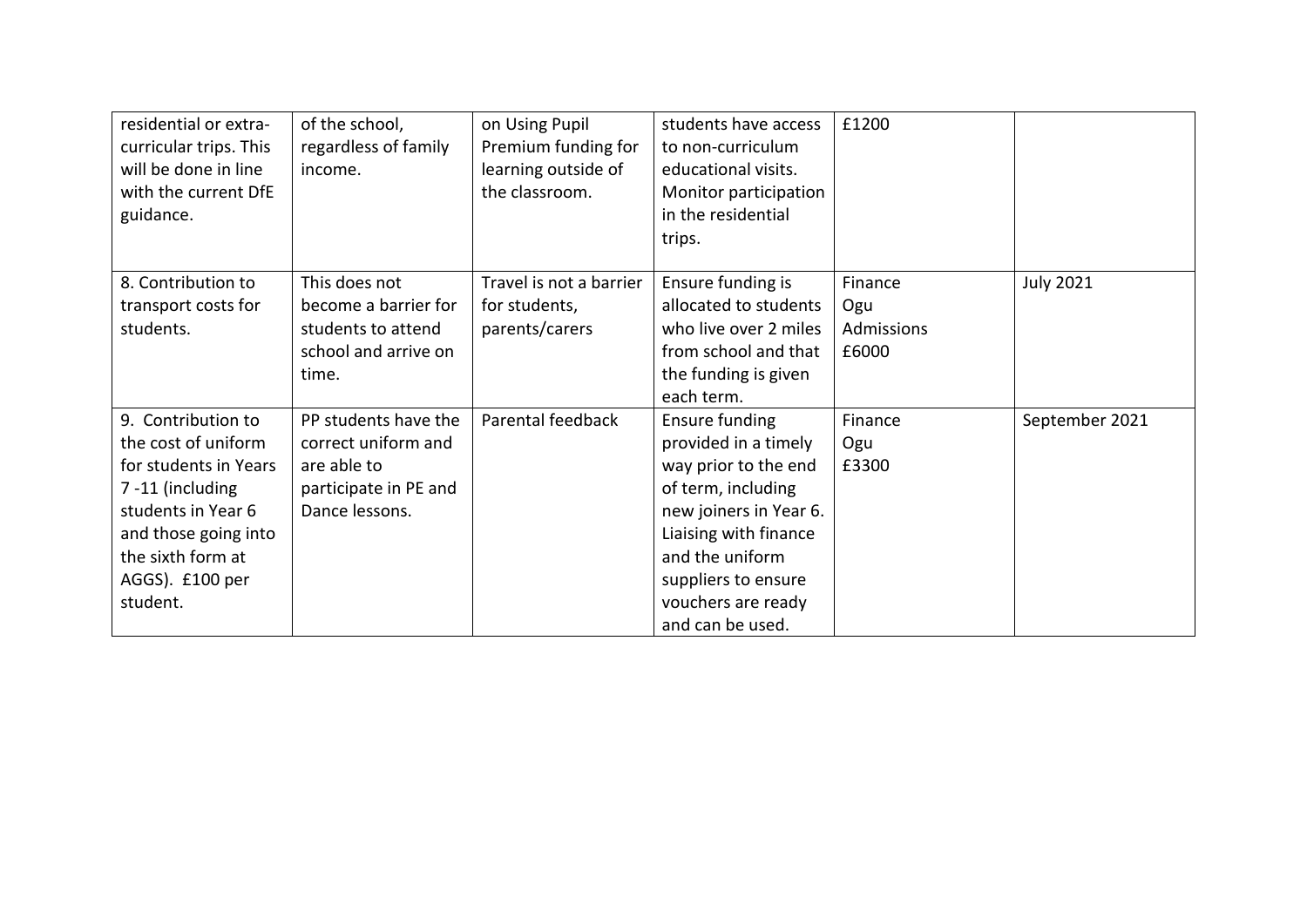| | | | | | |
|---|---|---|---|---|---|
| residential or extra-curricular trips. This will be done in line with the current DfE guidance. | of the school, regardless of family income. | on Using Pupil Premium funding for learning outside of the classroom. | students have access to non-curriculum educational visits. Monitor participation in the residential trips. | £1200 | |
| 8. Contribution to transport costs for students. | This does not become a barrier for students to attend school and arrive on time. | Travel is not a barrier for students, parents/carers | Ensure funding is allocated to students who live over 2 miles from school and that the funding is given each term. | Finance Ogu Admissions £6000 | July 2021 |
| 9. Contribution to the cost of uniform for students in Years 7 -11 (including students in Year 6 and those going into the sixth form at AGGS). £100 per student. | PP students have the correct uniform and are able to participate in PE and Dance lessons. | Parental feedback | Ensure funding provided in a timely way prior to the end of term, including new joiners in Year 6. Liaising with finance and the uniform suppliers to ensure vouchers are ready and can be used. | Finance Ogu £3300 | September 2021 |